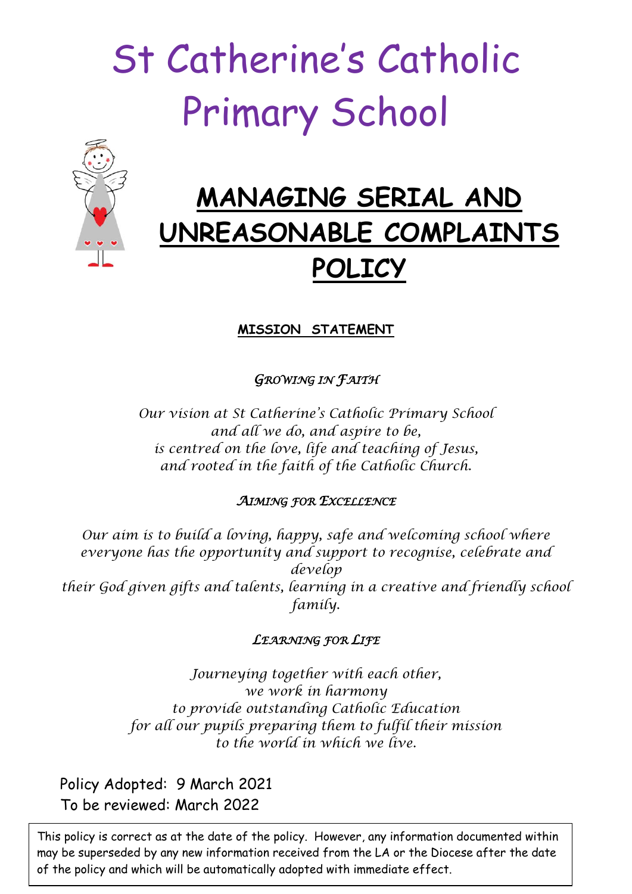# St Catherine's Catholic Primary School

## MANAGING SERIAL AND UNREASONABLE COMPLAINTS POLICY

**MISSION STATEMENT**

*GROWING IN FAITH*

*Our vision at St Catherine's Catholic Primary School*
*and all we do, and aspire to be,*
*is centred on the love, life and teaching of Jesus,*
*and rooted in the faith of the Catholic Church.*

*AIMING FOR EXCELLENCE*

*Our aim is to build a loving, happy, safe and welcoming school where everyone has the opportunity and support to recognise, celebrate and develop*
*their God given gifts and talents, learning in a creative and friendly school family.*

*LEARNING FOR LIFE*

*Journeying together with each other,*
*we work in harmony*
*to provide outstanding Catholic Education*
*for all our pupils preparing them to fulfil their mission*
*to the world in which we live.*

Policy Adopted: 9 March 2021
To be reviewed: March 2022

This policy is correct as at the date of the policy. However, any information documented within may be superseded by any new information received from the LA or the Diocese after the date of the policy and which will be automatically adopted with immediate effect.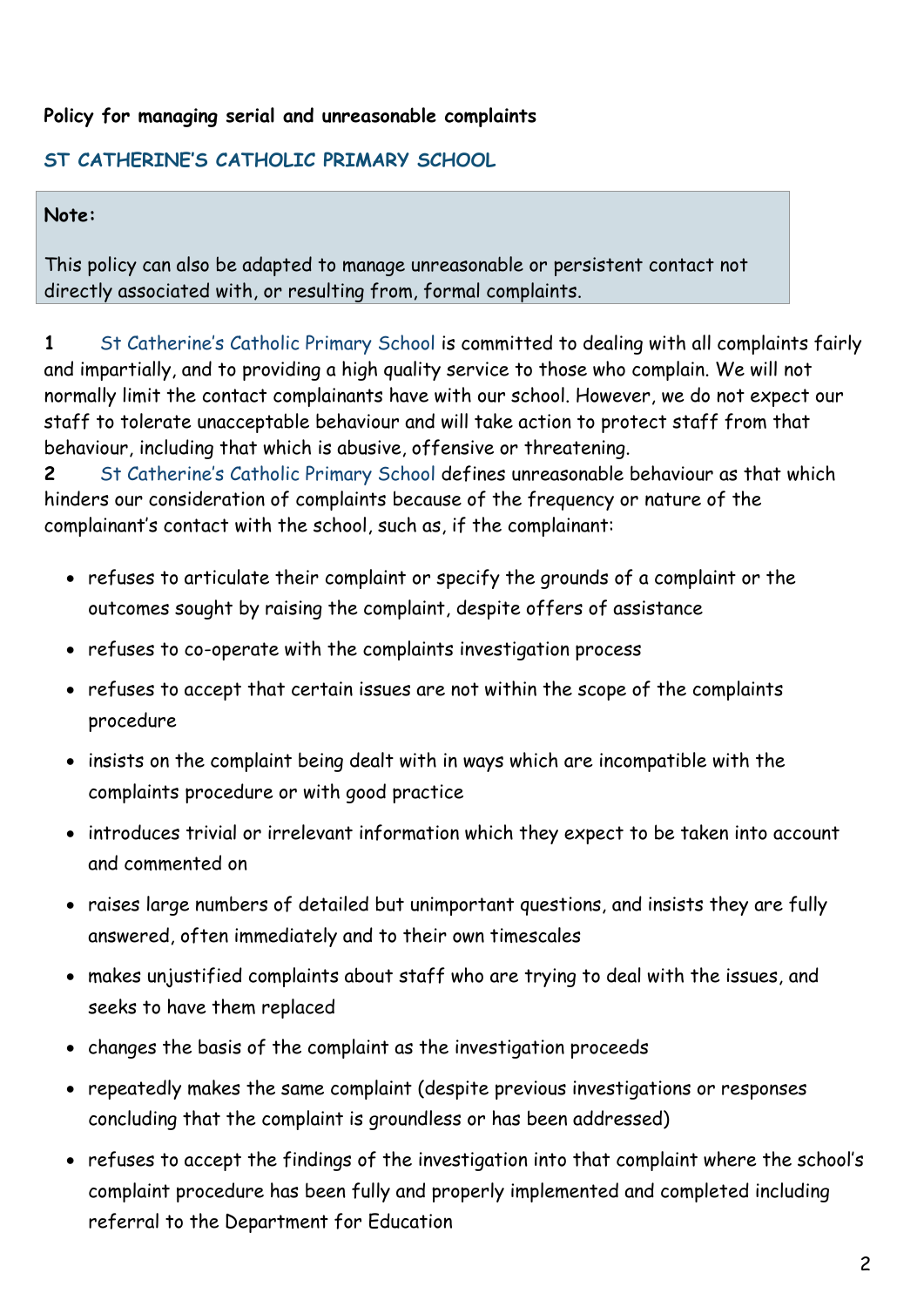**Policy for managing serial and unreasonable complaints**

## ST CATHERINE'S CATHOLIC PRIMARY SCHOOL

> **Note:**
>
> This policy can also be adapted to manage unreasonable or persistent contact not directly associated with, or resulting from, formal complaints.

**1** St Catherine's Catholic Primary School is committed to dealing with all complaints fairly and impartially, and to providing a high quality service to those who complain. We will not normally limit the contact complainants have with our school. However, we do not expect our staff to tolerate unacceptable behaviour and will take action to protect staff from that behaviour, including that which is abusive, offensive or threatening.

**2** St Catherine's Catholic Primary School defines unreasonable behaviour as that which hinders our consideration of complaints because of the frequency or nature of the complainant's contact with the school, such as, if the complainant:

- refuses to articulate their complaint or specify the grounds of a complaint or the outcomes sought by raising the complaint, despite offers of assistance
- refuses to co-operate with the complaints investigation process
- refuses to accept that certain issues are not within the scope of the complaints procedure
- insists on the complaint being dealt with in ways which are incompatible with the complaints procedure or with good practice
- introduces trivial or irrelevant information which they expect to be taken into account and commented on
- raises large numbers of detailed but unimportant questions, and insists they are fully answered, often immediately and to their own timescales
- makes unjustified complaints about staff who are trying to deal with the issues, and seeks to have them replaced
- changes the basis of the complaint as the investigation proceeds
- repeatedly makes the same complaint (despite previous investigations or responses concluding that the complaint is groundless or has been addressed)
- refuses to accept the findings of the investigation into that complaint where the school's complaint procedure has been fully and properly implemented and completed including referral to the Department for Education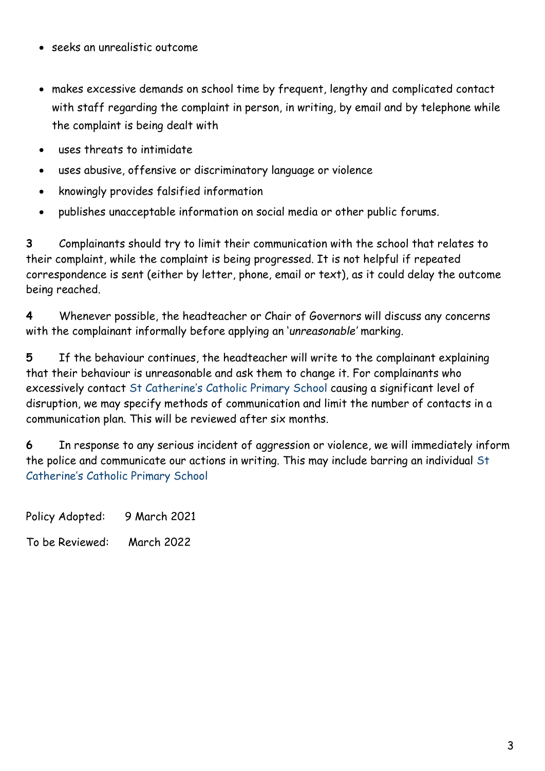- seeks an unrealistic outcome
- makes excessive demands on school time by frequent, lengthy and complicated contact with staff regarding the complaint in person, in writing, by email and by telephone while the complaint is being dealt with
- uses threats to intimidate
- uses abusive, offensive or discriminatory language or violence
- knowingly provides falsified information
- publishes unacceptable information on social media or other public forums.

**3** Complainants should try to limit their communication with the school that relates to their complaint, while the complaint is being progressed. It is not helpful if repeated correspondence is sent (either by letter, phone, email or text), as it could delay the outcome being reached.

**4** Whenever possible, the headteacher or Chair of Governors will discuss any concerns with the complainant informally before applying an '*unreasonable*' marking.

**5** If the behaviour continues, the headteacher will write to the complainant explaining that their behaviour is unreasonable and ask them to change it. For complainants who excessively contact St Catherine's Catholic Primary School causing a significant level of disruption, we may specify methods of communication and limit the number of contacts in a communication plan. This will be reviewed after six months.

**6** In response to any serious incident of aggression or violence, we will immediately inform the police and communicate our actions in writing. This may include barring an individual St Catherine's Catholic Primary School

Policy Adopted: 9 March 2021

To be Reviewed: March 2022